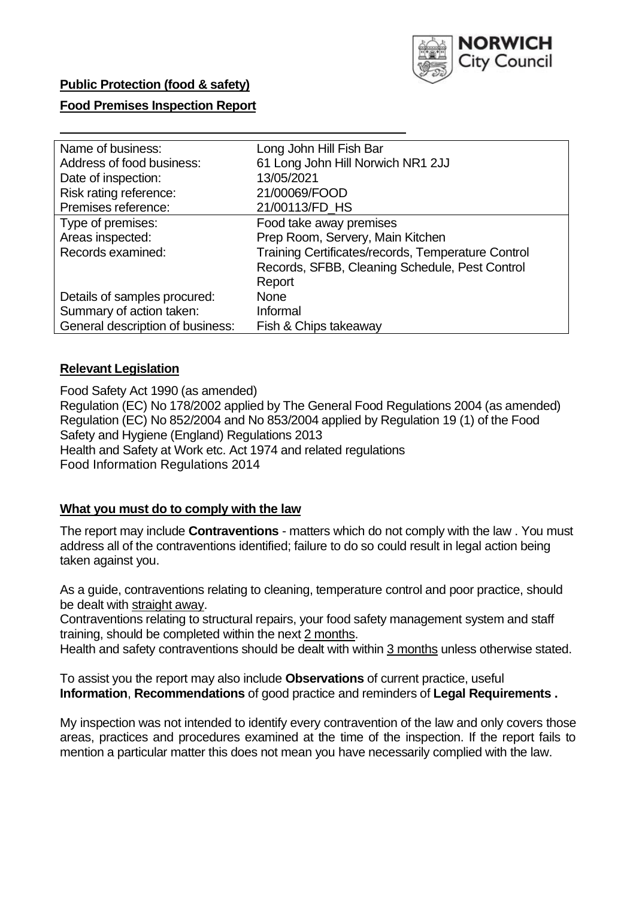**Public Protection (food & safety)**

**Food Premises Inspection Report**

| Name of business: | Long John Hill Fish Bar |
|---|---|
| Address of food business: | 61 Long John Hill Norwich NR1 2JJ |
| Date of inspection: | 13/05/2021 |
| Risk rating reference: | 21/00069/FOOD |
| Premises reference: | 21/00113/FD_HS |
| Type of premises: | Food take away premises |
| Areas inspected: | Prep Room, Servery, Main Kitchen |
| Records examined: | Training Certificates/records, Temperature Control Records, SFBB, Cleaning Schedule, Pest Control Report |
| Details of samples procured: | None |
| Summary of action taken: | Informal |
| General description of business: | Fish & Chips takeaway |

## Relevant Legislation

Food Safety Act 1990 (as amended)
Regulation (EC) No 178/2002 applied by The General Food Regulations 2004 (as amended)
Regulation (EC) No 852/2004 and No 853/2004 applied by Regulation 19 (1) of the Food Safety and Hygiene (England) Regulations 2013
Health and Safety at Work etc. Act 1974 and related regulations
Food Information Regulations 2014

## What you must do to comply with the law

The report may include **Contraventions** - matters which do not comply with the law . You must address all of the contraventions identified; failure to do so could result in legal action being taken against you.

As a guide, contraventions relating to cleaning, temperature control and poor practice, should be dealt with straight away.
Contraventions relating to structural repairs, your food safety management system and staff training, should be completed within the next 2 months.
Health and safety contraventions should be dealt with within 3 months unless otherwise stated.

To assist you the report may also include **Observations** of current practice, useful **Information**, **Recommendations** of good practice and reminders of **Legal Requirements .**

My inspection was not intended to identify every contravention of the law and only covers those areas, practices and procedures examined at the time of the inspection. If the report fails to mention a particular matter this does not mean you have necessarily complied with the law.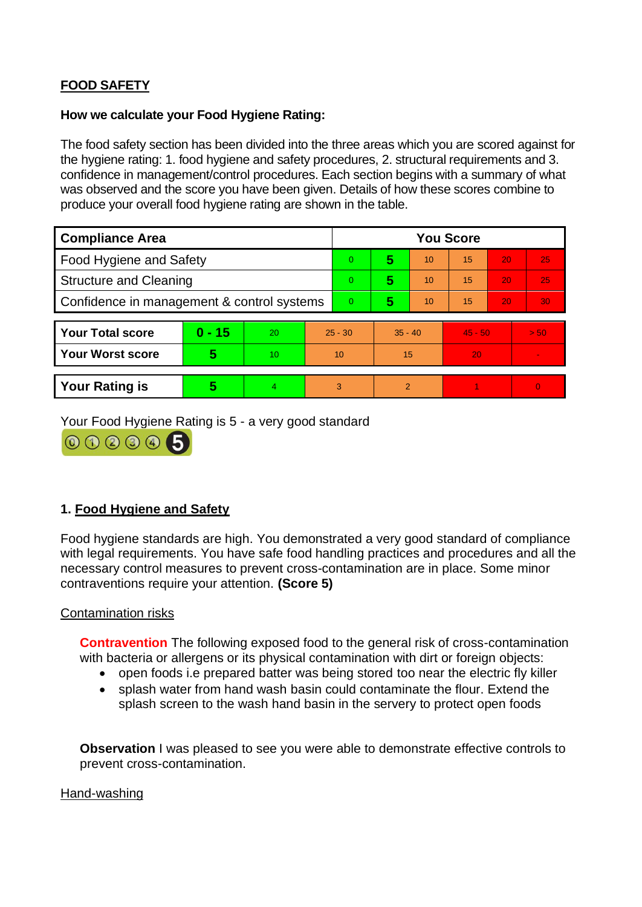## FOOD SAFETY

**How we calculate your Food Hygiene Rating:**

The food safety section has been divided into the three areas which you are scored against for the hygiene rating: 1. food hygiene and safety procedures, 2. structural requirements and 3. confidence in management/control procedures. Each section begins with a summary of what was observed and the score you have been given. Details of how these scores combine to produce your overall food hygiene rating are shown in the table.

| Compliance Area | You Score | | | | | |
|---|---|---|---|---|---|---|
| Food Hygiene and Safety | 0 | **5** | 10 | 15 | 20 | 25 |
| Structure and Cleaning | 0 | **5** | 10 | 15 | 20 | 25 |
| Confidence in management & control systems | 0 | **5** | 10 | 15 | 20 | 30 |

| | | | | | | |
|---|---|---|---|---|---|---|
| **Your Total score** | **0 - 15** | 20 | 25 - 30 | 35 - 40 | 45 - 50 | > 50 |
| **Your Worst score** | **5** | 10 | 10 | 15 | 20 | - |
| **Your Rating is** | **5** | 4 | 3 | 2 | 1 | 0 |

Your Food Hygiene Rating is 5 - a very good standard

### 1. Food Hygiene and Safety

Food hygiene standards are high. You demonstrated a very good standard of compliance with legal requirements. You have safe food handling practices and procedures and all the necessary control measures to prevent cross-contamination are in place. Some minor contraventions require your attention. **(Score 5)**

Contamination risks

**Contravention** The following exposed food to the general risk of cross-contamination with bacteria or allergens or its physical contamination with dirt or foreign objects:

- open foods i.e prepared batter was being stored too near the electric fly killer
- splash water from hand wash basin could contaminate the flour. Extend the splash screen to the wash hand basin in the servery to protect open foods

**Observation** I was pleased to see you were able to demonstrate effective controls to prevent cross-contamination.

Hand-washing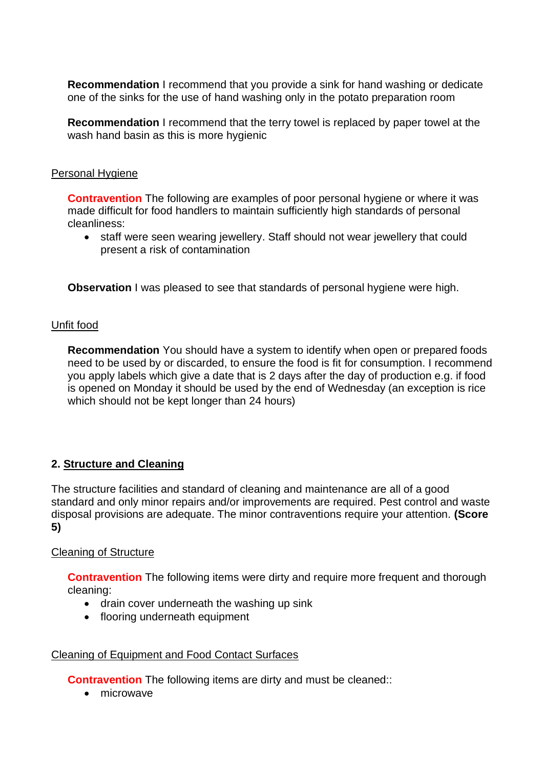**Recommendation** I recommend that you provide a sink for hand washing or dedicate one of the sinks for the use of hand washing only in the potato preparation room

**Recommendation** I recommend that the terry towel is replaced by paper towel at the wash hand basin as this is more hygienic

<u>Personal Hygiene</u>

**Contravention** The following are examples of poor personal hygiene or where it was made difficult for food handlers to maintain sufficiently high standards of personal cleanliness:

- staff were seen wearing jewellery. Staff should not wear jewellery that could present a risk of contamination

**Observation** I was pleased to see that standards of personal hygiene were high.

<u>Unfit food</u>

**Recommendation** You should have a system to identify when open or prepared foods need to be used by or discarded, to ensure the food is fit for consumption. I recommend you apply labels which give a date that is 2 days after the day of production e.g. if food is opened on Monday it should be used by the end of Wednesday (an exception is rice which should not be kept longer than 24 hours)

## 2. Structure and Cleaning

The structure facilities and standard of cleaning and maintenance are all of a good standard and only minor repairs and/or improvements are required. Pest control and waste disposal provisions are adequate. The minor contraventions require your attention. **(Score 5)**

<u>Cleaning of Structure</u>

**Contravention** The following items were dirty and require more frequent and thorough cleaning:

- drain cover underneath the washing up sink
- flooring underneath equipment

<u>Cleaning of Equipment and Food Contact Surfaces</u>

**Contravention** The following items are dirty and must be cleaned::

- microwave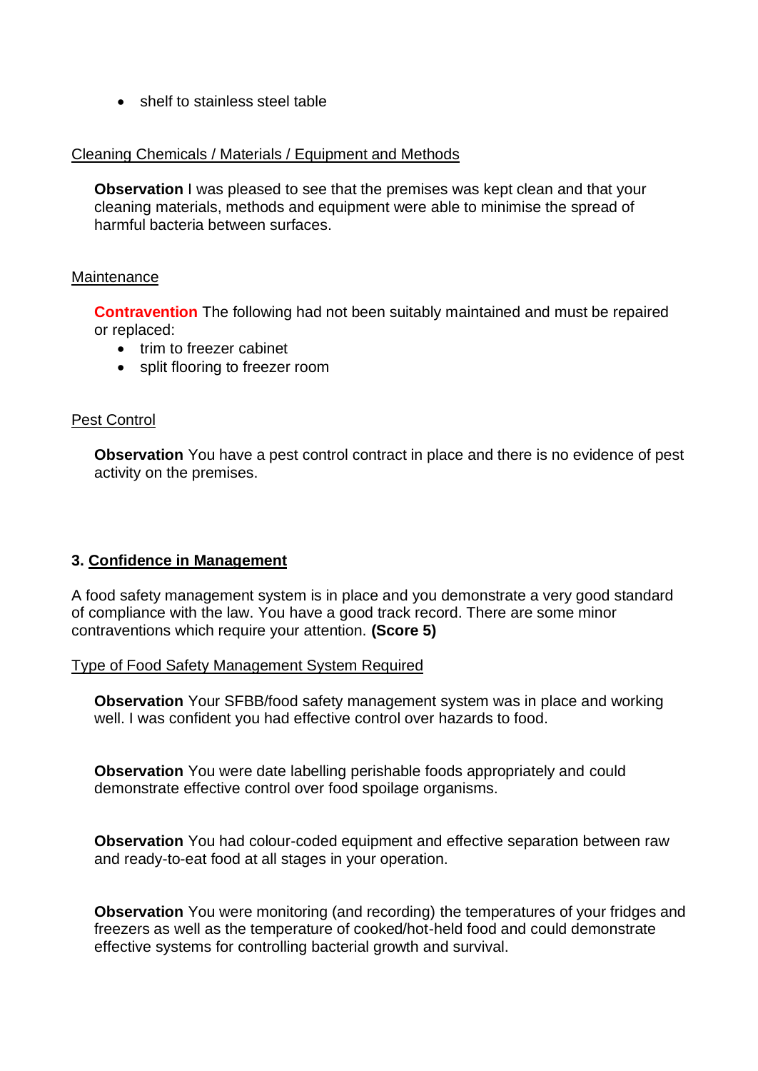- shelf to stainless steel table

Cleaning Chemicals / Materials / Equipment and Methods

**Observation** I was pleased to see that the premises was kept clean and that your cleaning materials, methods and equipment were able to minimise the spread of harmful bacteria between surfaces.

Maintenance

**Contravention** The following had not been suitably maintained and must be repaired or replaced:

- trim to freezer cabinet
- split flooring to freezer room

Pest Control

**Observation** You have a pest control contract in place and there is no evidence of pest activity on the premises.

### 3. Confidence in Management

A food safety management system is in place and you demonstrate a very good standard of compliance with the law. You have a good track record. There are some minor contraventions which require your attention. **(Score 5)**

Type of Food Safety Management System Required

**Observation** Your SFBB/food safety management system was in place and working well. I was confident you had effective control over hazards to food.

**Observation** You were date labelling perishable foods appropriately and could demonstrate effective control over food spoilage organisms.

**Observation** You had colour-coded equipment and effective separation between raw and ready-to-eat food at all stages in your operation.

**Observation** You were monitoring (and recording) the temperatures of your fridges and freezers as well as the temperature of cooked/hot-held food and could demonstrate effective systems for controlling bacterial growth and survival.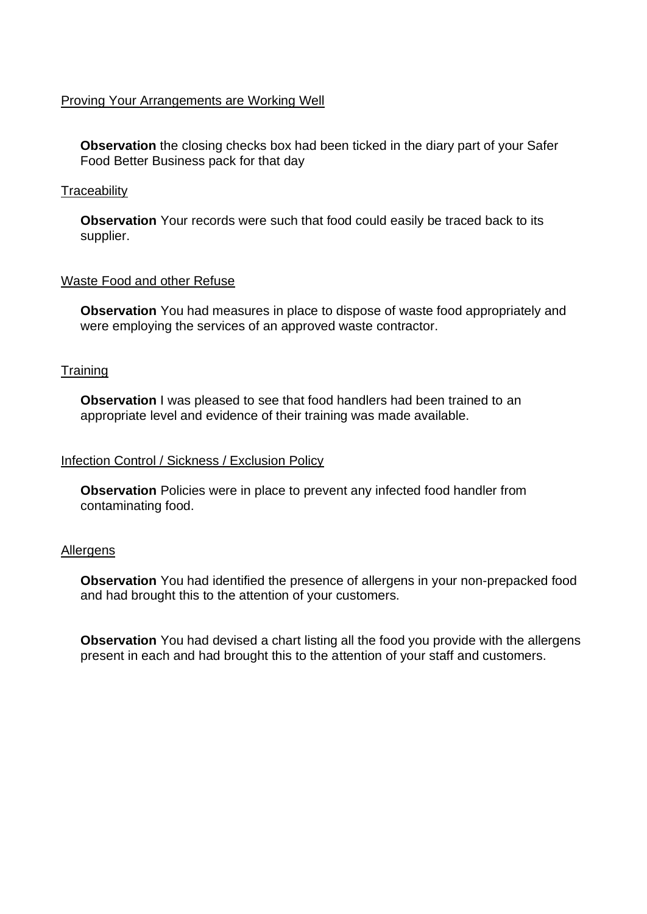Proving Your Arrangements are Working Well

**Observation** the closing checks box had been ticked in the diary part of your Safer Food Better Business pack for that day

Traceability

**Observation** Your records were such that food could easily be traced back to its supplier.

Waste Food and other Refuse

**Observation** You had measures in place to dispose of waste food appropriately and were employing the services of an approved waste contractor.

Training

**Observation** I was pleased to see that food handlers had been trained to an appropriate level and evidence of their training was made available.

Infection Control / Sickness / Exclusion Policy

**Observation** Policies were in place to prevent any infected food handler from contaminating food.

Allergens

**Observation** You had identified the presence of allergens in your non-prepacked food and had brought this to the attention of your customers.

**Observation** You had devised a chart listing all the food you provide with the allergens present in each and had brought this to the attention of your staff and customers.